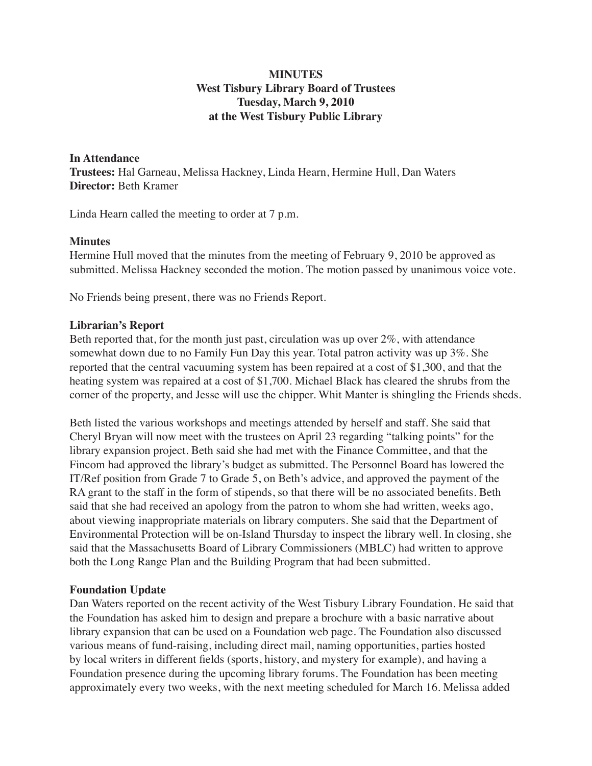**MINUTES**
**West Tisbury Library Board of Trustees**
**Tuesday, March 9, 2010**
**at the West Tisbury Public Library**

**In Attendance**
**Trustees:** Hal Garneau, Melissa Hackney, Linda Hearn, Hermine Hull, Dan Waters
**Director:** Beth Kramer

Linda Hearn called the meeting to order at 7 p.m.

**Minutes**
Hermine Hull moved that the minutes from the meeting of February 9, 2010 be approved as submitted. Melissa Hackney seconded the motion. The motion passed by unanimous voice vote.

No Friends being present, there was no Friends Report.

**Librarian's Report**
Beth reported that, for the month just past, circulation was up over 2%, with attendance somewhat down due to no Family Fun Day this year. Total patron activity was up 3%. She reported that the central vacuuming system has been repaired at a cost of $1,300, and that the heating system was repaired at a cost of $1,700. Michael Black has cleared the shrubs from the corner of the property, and Jesse will use the chipper. Whit Manter is shingling the Friends sheds.

Beth listed the various workshops and meetings attended by herself and staff. She said that Cheryl Bryan will now meet with the trustees on April 23 regarding "talking points" for the library expansion project. Beth said she had met with the Finance Committee, and that the Fincom had approved the library's budget as submitted. The Personnel Board has lowered the IT/Ref position from Grade 7 to Grade 5, on Beth's advice, and approved the payment of the RA grant to the staff in the form of stipends, so that there will be no associated benefits. Beth said that she had received an apology from the patron to whom she had written, weeks ago, about viewing inappropriate materials on library computers. She said that the Department of Environmental Protection will be on-Island Thursday to inspect the library well. In closing, she said that the Massachusetts Board of Library Commissioners (MBLC) had written to approve both the Long Range Plan and the Building Program that had been submitted.

**Foundation Update**
Dan Waters reported on the recent activity of the West Tisbury Library Foundation. He said that the Foundation has asked him to design and prepare a brochure with a basic narrative about library expansion that can be used on a Foundation web page. The Foundation also discussed various means of fund-raising, including direct mail, naming opportunities, parties hosted by local writers in different fields (sports, history, and mystery for example), and having a Foundation presence during the upcoming library forums. The Foundation has been meeting approximately every two weeks, with the next meeting scheduled for March 16. Melissa added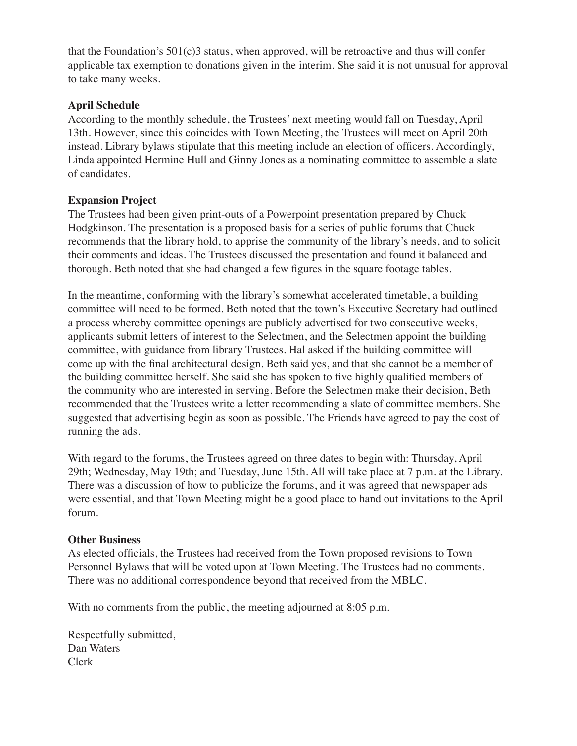that the Foundation's 501(c)3 status, when approved, will be retroactive and thus will confer applicable tax exemption to donations given in the interim. She said it is not unusual for approval to take many weeks.

**April Schedule**

According to the monthly schedule, the Trustees' next meeting would fall on Tuesday, April 13th. However, since this coincides with Town Meeting, the Trustees will meet on April 20th instead. Library bylaws stipulate that this meeting include an election of officers. Accordingly, Linda appointed Hermine Hull and Ginny Jones as a nominating committee to assemble a slate of candidates.

**Expansion Project**

The Trustees had been given print-outs of a Powerpoint presentation prepared by Chuck Hodgkinson. The presentation is a proposed basis for a series of public forums that Chuck recommends that the library hold, to apprise the community of the library's needs, and to solicit their comments and ideas. The Trustees discussed the presentation and found it balanced and thorough. Beth noted that she had changed a few figures in the square footage tables.

In the meantime, conforming with the library's somewhat accelerated timetable, a building committee will need to be formed. Beth noted that the town's Executive Secretary had outlined a process whereby committee openings are publicly advertised for two consecutive weeks, applicants submit letters of interest to the Selectmen, and the Selectmen appoint the building committee, with guidance from library Trustees. Hal asked if the building committee will come up with the final architectural design. Beth said yes, and that she cannot be a member of the building committee herself. She said she has spoken to five highly qualified members of the community who are interested in serving. Before the Selectmen make their decision, Beth recommended that the Trustees write a letter recommending a slate of committee members. She suggested that advertising begin as soon as possible. The Friends have agreed to pay the cost of running the ads.

With regard to the forums, the Trustees agreed on three dates to begin with: Thursday, April 29th; Wednesday, May 19th; and Tuesday, June 15th. All will take place at 7 p.m. at the Library. There was a discussion of how to publicize the forums, and it was agreed that newspaper ads were essential, and that Town Meeting might be a good place to hand out invitations to the April forum.

**Other Business**

As elected officials, the Trustees had received from the Town proposed revisions to Town Personnel Bylaws that will be voted upon at Town Meeting. The Trustees had no comments. There was no additional correspondence beyond that received from the MBLC.

With no comments from the public, the meeting adjourned at 8:05 p.m.

Respectfully submitted,
Dan Waters
Clerk